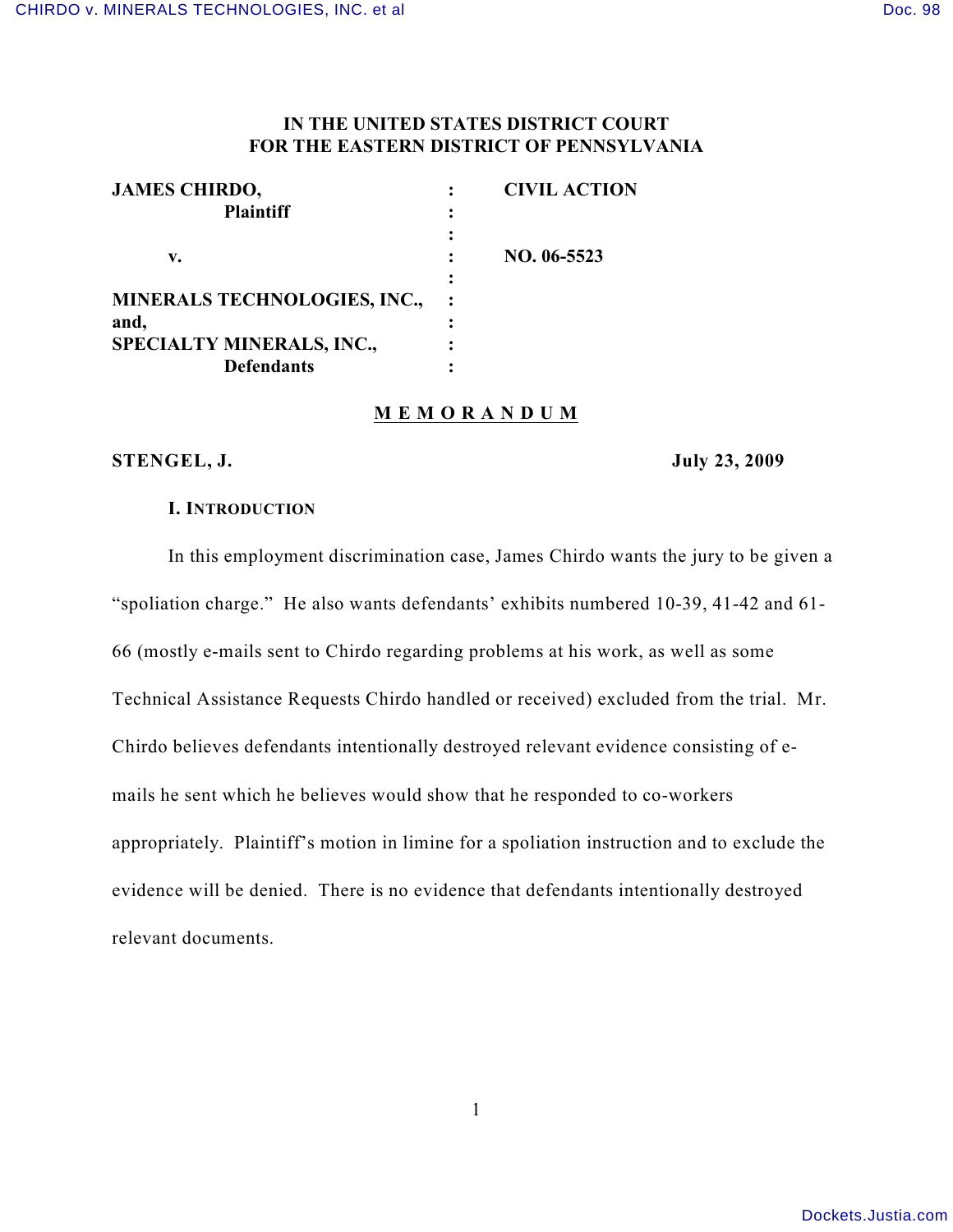IN THE UNITED STATES DISTRICT COURT
FOR THE EASTERN DISTRICT OF PENNSYLVANIA

| | | |
|---|---|---|
| **JAMES CHIRDO,** | : | **CIVIL ACTION** |
| **Plaintiff** | : | |
| | : | |
| **v.** | : | **NO. 06-5523** |
| | : | |
| **MINERALS TECHNOLOGIES, INC., and,** | : | |
| **SPECIALTY MINERALS, INC.,** | : | |
| **Defendants** | : | |

**M E M O R A N D U M**

**STENGEL, J.** **July 23, 2009**

## I. INTRODUCTION

In this employment discrimination case, James Chirdo wants the jury to be given a "spoliation charge." He also wants defendants' exhibits numbered 10-39, 41-42 and 61-66 (mostly e-mails sent to Chirdo regarding problems at his work, as well as some Technical Assistance Requests Chirdo handled or received) excluded from the trial. Mr. Chirdo believes defendants intentionally destroyed relevant evidence consisting of e-mails he sent which he believes would show that he responded to co-workers appropriately. Plaintiff's motion in limine for a spoliation instruction and to exclude the evidence will be denied. There is no evidence that defendants intentionally destroyed relevant documents.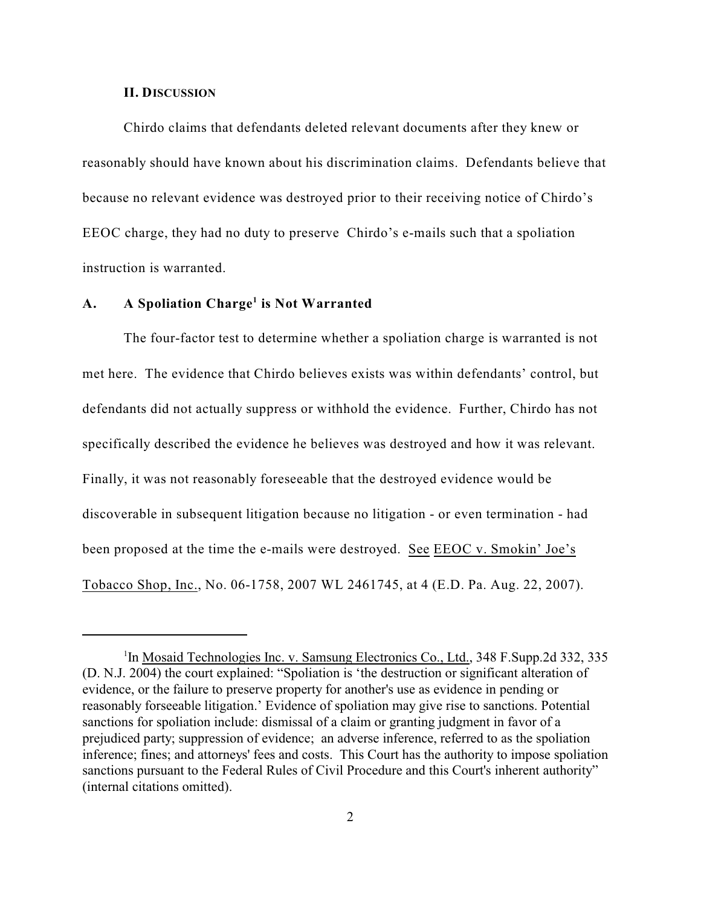## II. Discussion

Chirdo claims that defendants deleted relevant documents after they knew or reasonably should have known about his discrimination claims. Defendants believe that because no relevant evidence was destroyed prior to their receiving notice of Chirdo's EEOC charge, they had no duty to preserve Chirdo's e-mails such that a spoliation instruction is warranted.

### A. A Spoliation Charge[1] is Not Warranted

The four-factor test to determine whether a spoliation charge is warranted is not met here. The evidence that Chirdo believes exists was within defendants' control, but defendants did not actually suppress or withhold the evidence. Further, Chirdo has not specifically described the evidence he believes was destroyed and how it was relevant. Finally, it was not reasonably foreseeable that the destroyed evidence would be discoverable in subsequent litigation because no litigation - or even termination - had been proposed at the time the e-mails were destroyed. See EEOC v. Smokin' Joe's Tobacco Shop, Inc., No. 06-1758, 2007 WL 2461745, at 4 (E.D. Pa. Aug. 22, 2007).

---

[1] In Mosaid Technologies Inc. v. Samsung Electronics Co., Ltd., 348 F.Supp.2d 332, 335 (D. N.J. 2004) the court explained: "Spoliation is 'the destruction or significant alteration of evidence, or the failure to preserve property for another's use as evidence in pending or reasonably forseeable litigation.' Evidence of spoliation may give rise to sanctions. Potential sanctions for spoliation include: dismissal of a claim or granting judgment in favor of a prejudiced party; suppression of evidence; an adverse inference, referred to as the spoliation inference; fines; and attorneys' fees and costs. This Court has the authority to impose spoliation sanctions pursuant to the Federal Rules of Civil Procedure and this Court's inherent authority" (internal citations omitted).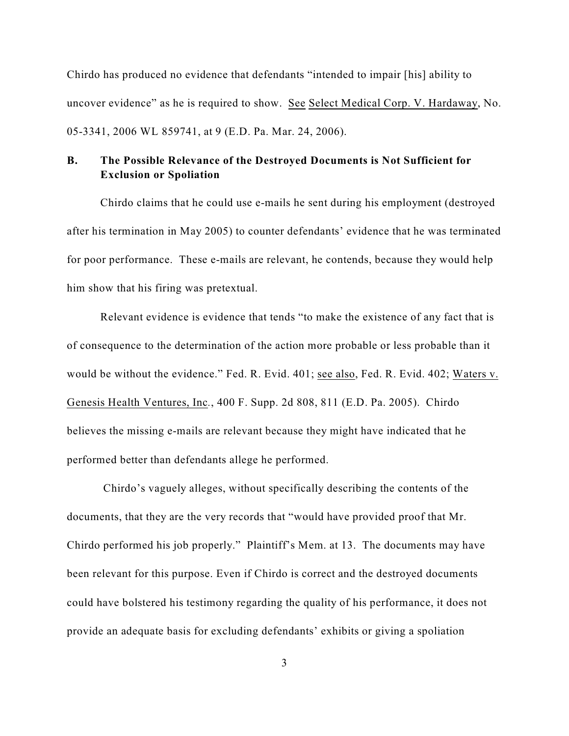Chirdo has produced no evidence that defendants "intended to impair [his] ability to uncover evidence" as he is required to show. See Select Medical Corp. V. Hardaway, No. 05-3341, 2006 WL 859741, at 9 (E.D. Pa. Mar. 24, 2006).

## B. The Possible Relevance of the Destroyed Documents is Not Sufficient for Exclusion or Spoliation

Chirdo claims that he could use e-mails he sent during his employment (destroyed after his termination in May 2005) to counter defendants' evidence that he was terminated for poor performance. These e-mails are relevant, he contends, because they would help him show that his firing was pretextual.

Relevant evidence is evidence that tends "to make the existence of any fact that is of consequence to the determination of the action more probable or less probable than it would be without the evidence." Fed. R. Evid. 401; see also, Fed. R. Evid. 402; Waters v. Genesis Health Ventures, Inc., 400 F. Supp. 2d 808, 811 (E.D. Pa. 2005). Chirdo believes the missing e-mails are relevant because they might have indicated that he performed better than defendants allege he performed.

Chirdo's vaguely alleges, without specifically describing the contents of the documents, that they are the very records that "would have provided proof that Mr. Chirdo performed his job properly." Plaintiff's Mem. at 13. The documents may have been relevant for this purpose. Even if Chirdo is correct and the destroyed documents could have bolstered his testimony regarding the quality of his performance, it does not provide an adequate basis for excluding defendants' exhibits or giving a spoliation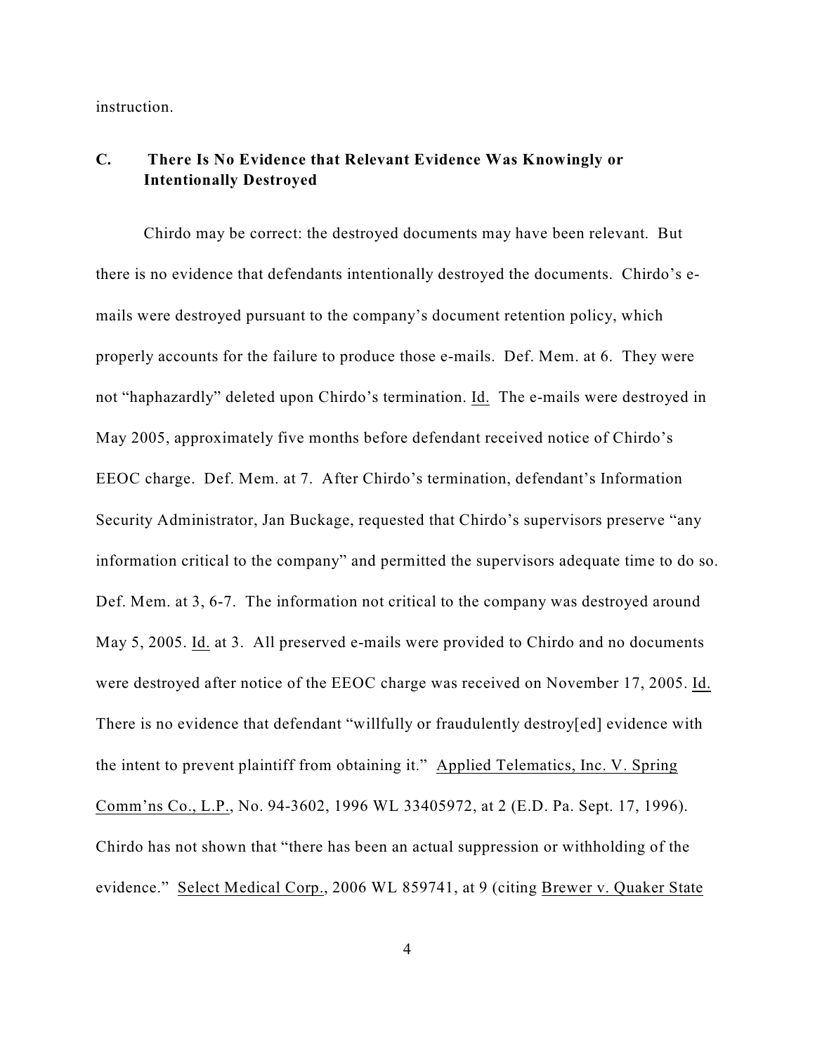instruction.

## C. There Is No Evidence that Relevant Evidence Was Knowingly or Intentionally Destroyed

Chirdo may be correct: the destroyed documents may have been relevant. But there is no evidence that defendants intentionally destroyed the documents. Chirdo's e-mails were destroyed pursuant to the company's document retention policy, which properly accounts for the failure to produce those e-mails. Def. Mem. at 6. They were not "haphazardly" deleted upon Chirdo's termination. Id. The e-mails were destroyed in May 2005, approximately five months before defendant received notice of Chirdo's EEOC charge. Def. Mem. at 7. After Chirdo's termination, defendant's Information Security Administrator, Jan Buckage, requested that Chirdo's supervisors preserve "any information critical to the company" and permitted the supervisors adequate time to do so. Def. Mem. at 3, 6-7. The information not critical to the company was destroyed around May 5, 2005. Id. at 3. All preserved e-mails were provided to Chirdo and no documents were destroyed after notice of the EEOC charge was received on November 17, 2005. Id. There is no evidence that defendant "willfully or fraudulently destroy[ed] evidence with the intent to prevent plaintiff from obtaining it." Applied Telematics, Inc. V. Spring Comm'ns Co., L.P., No. 94-3602, 1996 WL 33405972, at 2 (E.D. Pa. Sept. 17, 1996). Chirdo has not shown that "there has been an actual suppression or withholding of the evidence." Select Medical Corp., 2006 WL 859741, at 9 (citing Brewer v. Quaker State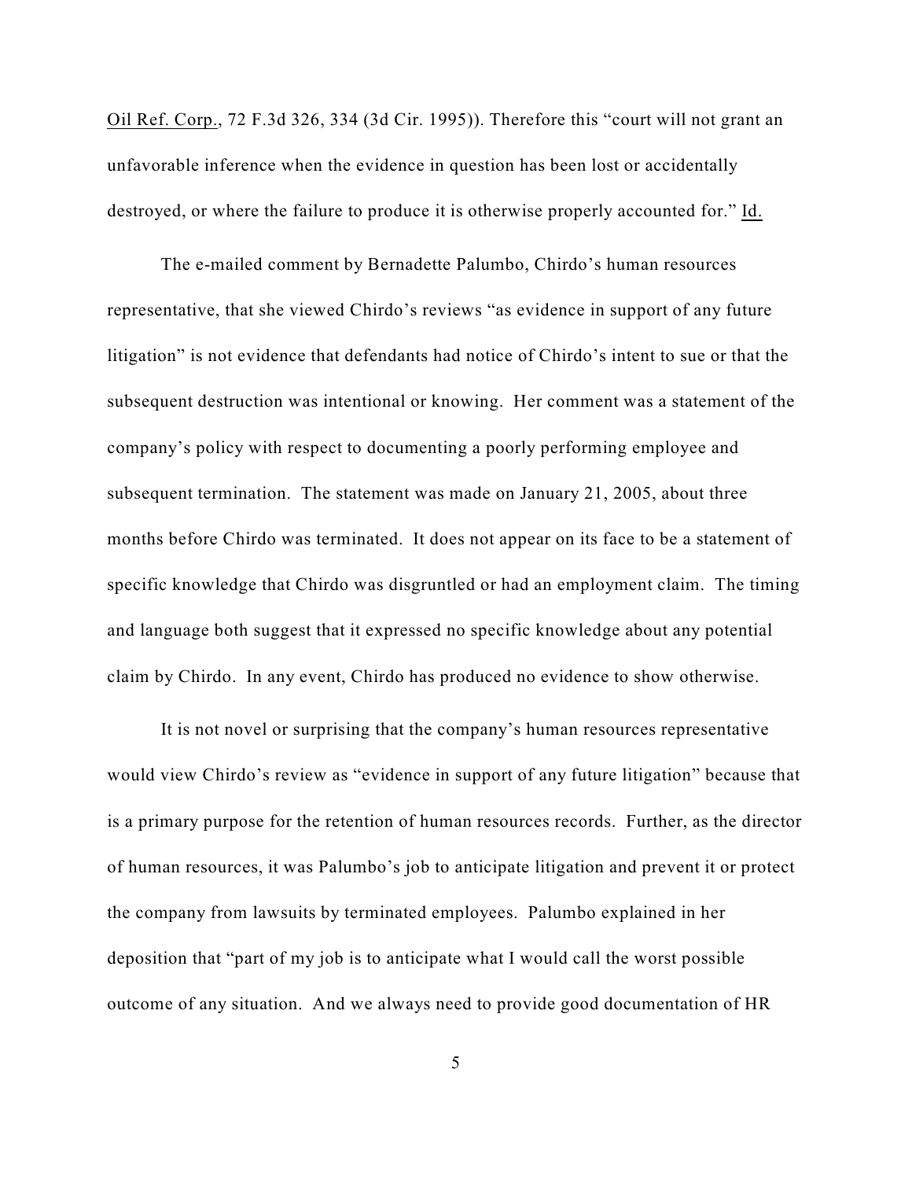Oil Ref. Corp., 72 F.3d 326, 334 (3d Cir. 1995)). Therefore this "court will not grant an unfavorable inference when the evidence in question has been lost or accidentally destroyed, or where the failure to produce it is otherwise properly accounted for." Id.

The e-mailed comment by Bernadette Palumbo, Chirdo's human resources representative, that she viewed Chirdo's reviews "as evidence in support of any future litigation" is not evidence that defendants had notice of Chirdo's intent to sue or that the subsequent destruction was intentional or knowing. Her comment was a statement of the company's policy with respect to documenting a poorly performing employee and subsequent termination. The statement was made on January 21, 2005, about three months before Chirdo was terminated. It does not appear on its face to be a statement of specific knowledge that Chirdo was disgruntled or had an employment claim. The timing and language both suggest that it expressed no specific knowledge about any potential claim by Chirdo. In any event, Chirdo has produced no evidence to show otherwise.

It is not novel or surprising that the company's human resources representative would view Chirdo's review as "evidence in support of any future litigation" because that is a primary purpose for the retention of human resources records. Further, as the director of human resources, it was Palumbo's job to anticipate litigation and prevent it or protect the company from lawsuits by terminated employees. Palumbo explained in her deposition that "part of my job is to anticipate what I would call the worst possible outcome of any situation. And we always need to provide good documentation of HR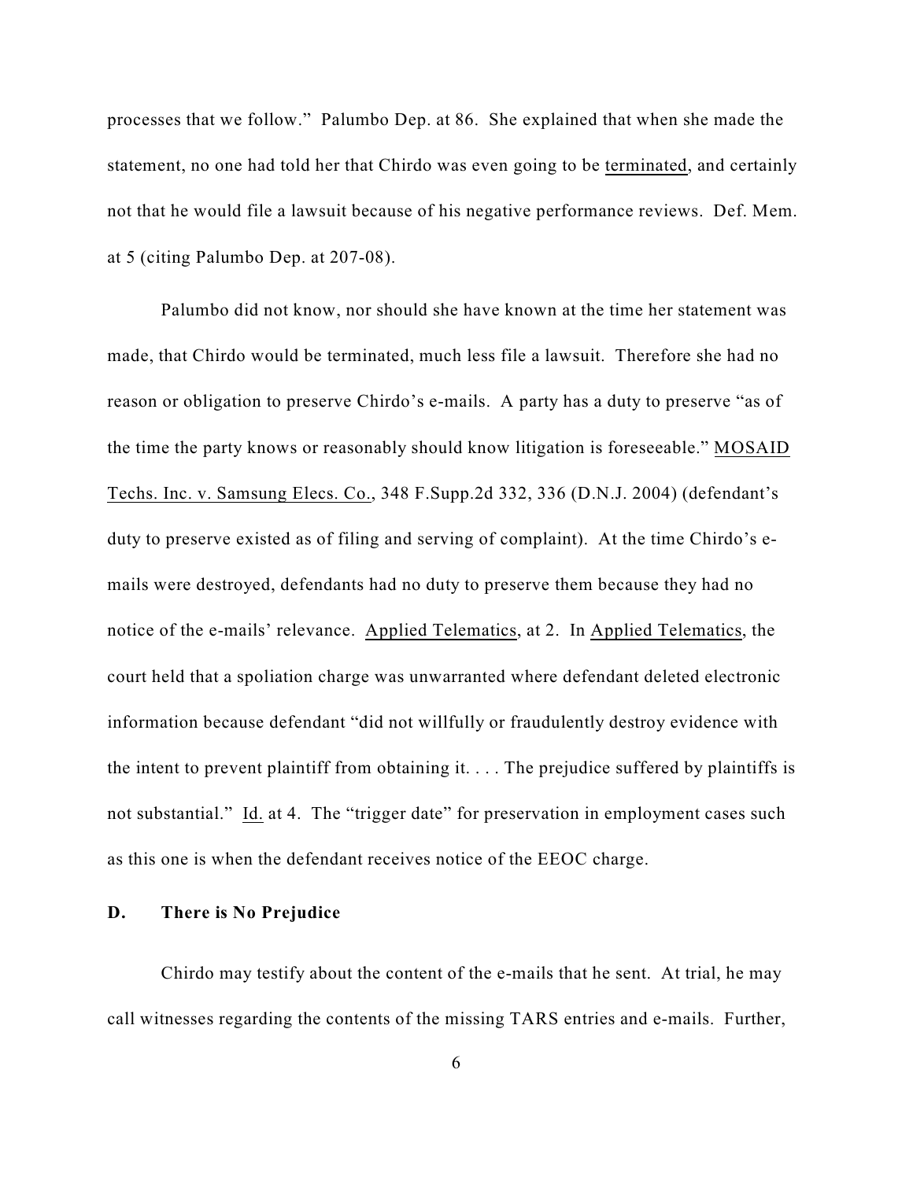processes that we follow." Palumbo Dep. at 86. She explained that when she made the statement, no one had told her that Chirdo was even going to be terminated, and certainly not that he would file a lawsuit because of his negative performance reviews. Def. Mem. at 5 (citing Palumbo Dep. at 207-08).

Palumbo did not know, nor should she have known at the time her statement was made, that Chirdo would be terminated, much less file a lawsuit. Therefore she had no reason or obligation to preserve Chirdo's e-mails. A party has a duty to preserve "as of the time the party knows or reasonably should know litigation is foreseeable." MOSAID Techs. Inc. v. Samsung Elecs. Co., 348 F.Supp.2d 332, 336 (D.N.J. 2004) (defendant's duty to preserve existed as of filing and serving of complaint). At the time Chirdo's e-mails were destroyed, defendants had no duty to preserve them because they had no notice of the e-mails' relevance. Applied Telematics, at 2. In Applied Telematics, the court held that a spoliation charge was unwarranted where defendant deleted electronic information because defendant "did not willfully or fraudulently destroy evidence with the intent to prevent plaintiff from obtaining it. . . . The prejudice suffered by plaintiffs is not substantial." Id. at 4. The "trigger date" for preservation in employment cases such as this one is when the defendant receives notice of the EEOC charge.

**D. There is No Prejudice**

Chirdo may testify about the content of the e-mails that he sent. At trial, he may call witnesses regarding the contents of the missing TARS entries and e-mails. Further,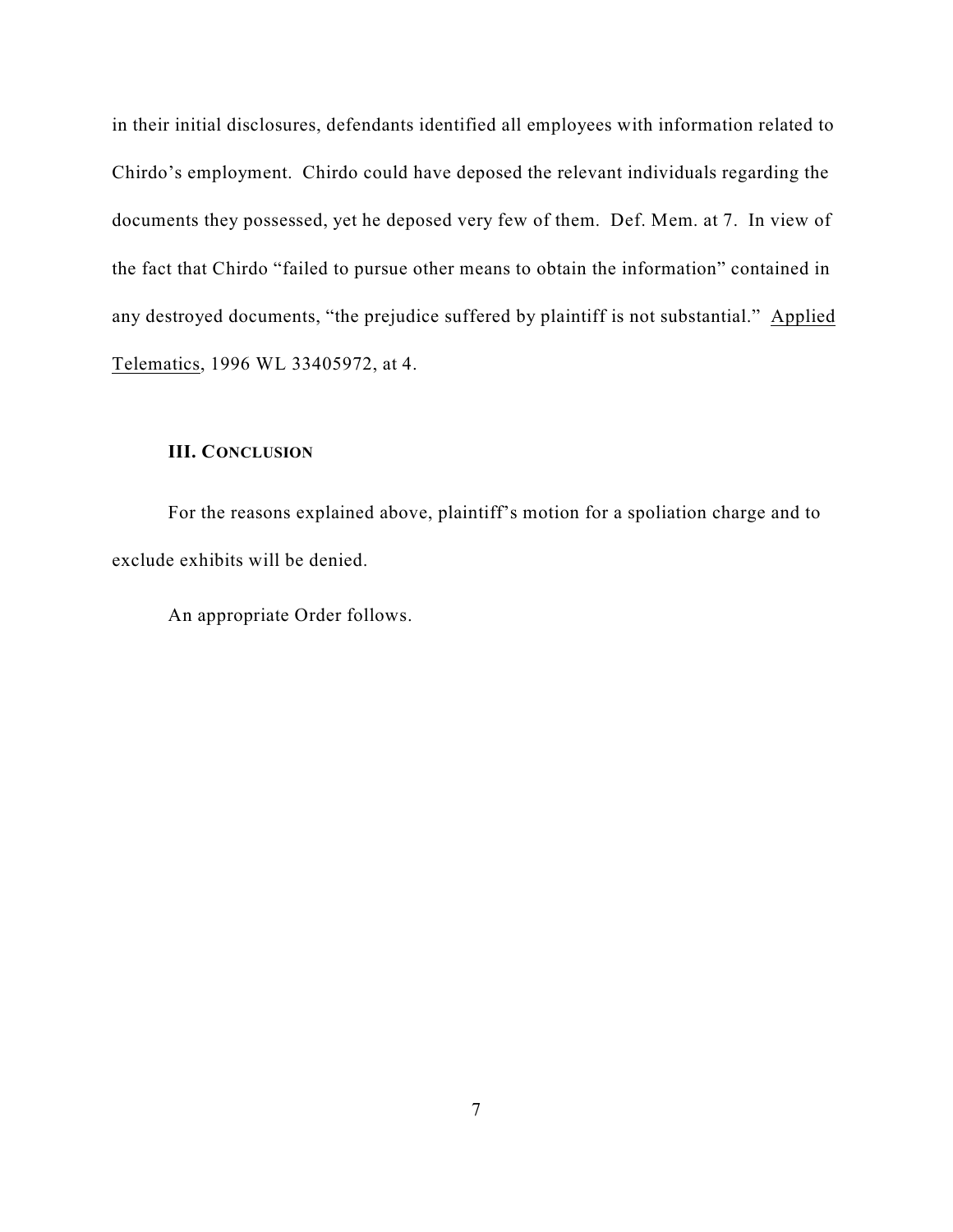in their initial disclosures, defendants identified all employees with information related to Chirdo's employment. Chirdo could have deposed the relevant individuals regarding the documents they possessed, yet he deposed very few of them. Def. Mem. at 7. In view of the fact that Chirdo "failed to pursue other means to obtain the information" contained in any destroyed documents, "the prejudice suffered by plaintiff is not substantial." Applied Telematics, 1996 WL 33405972, at 4.

### III. Conclusion

For the reasons explained above, plaintiff's motion for a spoliation charge and to exclude exhibits will be denied.

An appropriate Order follows.